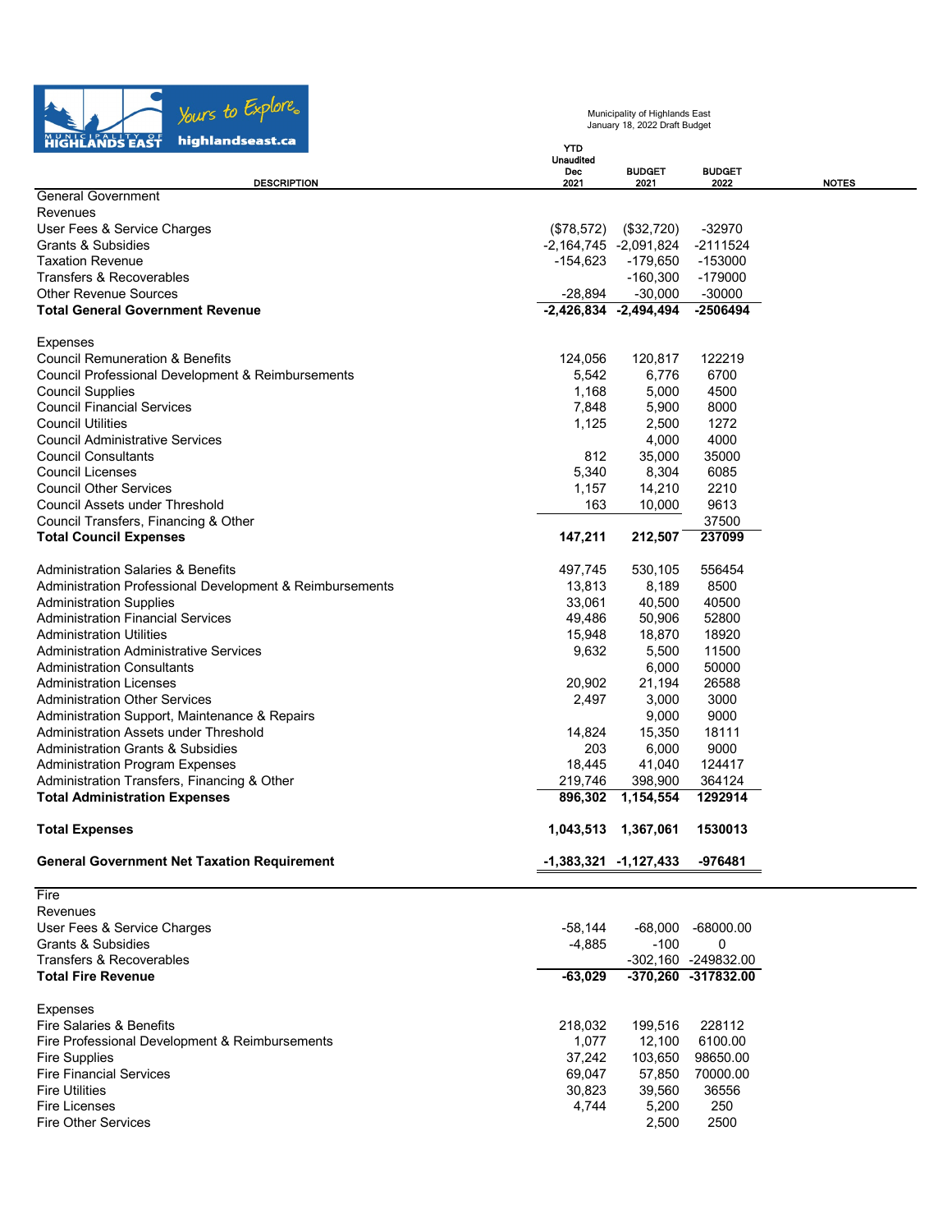Municipality of Highlands East
January 18, 2022 Draft Budget

| DESCRIPTION | YTD Unaudited Dec 2021 | BUDGET 2021 | BUDGET 2022 | NOTES |
|---|---|---|---|---|
| General Government | | | | |
| Revenues | | | | |
| User Fees & Service Charges | ($78,572) | ($32,720) | -32970 | |
| Grants & Subsidies | -2,164,745 | -2,091,824 | -2111524 | |
| Taxation Revenue | -154,623 | -179,650 | -153000 | |
| Transfers & Recoverables | | -160,300 | -179000 | |
| Other Revenue Sources | -28,894 | -30,000 | -30000 | |
| **Total General Government Revenue** | **-2,426,834** | **-2,494,494** | **-2506494** | |
| | | | | |
| Expenses | | | | |
| Council Remuneration & Benefits | 124,056 | 120,817 | 122219 | |
| Council Professional Development & Reimbursements | 5,542 | 6,776 | 6700 | |
| Council Supplies | 1,168 | 5,000 | 4500 | |
| Council Financial Services | 7,848 | 5,900 | 8000 | |
| Council Utilities | 1,125 | 2,500 | 1272 | |
| Council Administrative Services | | 4,000 | 4000 | |
| Council Consultants | 812 | 35,000 | 35000 | |
| Council Licenses | 5,340 | 8,304 | 6085 | |
| Council Other Services | 1,157 | 14,210 | 2210 | |
| Council Assets under Threshold | 163 | 10,000 | 9613 | |
| Council Transfers, Financing & Other | | | 37500 | |
| **Total Council Expenses** | **147,211** | **212,507** | **237099** | |
| | | | | |
| Administration Salaries & Benefits | 497,745 | 530,105 | 556454 | |
| Administration Professional Development & Reimbursements | 13,813 | 8,189 | 8500 | |
| Administration Supplies | 33,061 | 40,500 | 40500 | |
| Administration Financial Services | 49,486 | 50,906 | 52800 | |
| Administration Utilities | 15,948 | 18,870 | 18920 | |
| Administration Administrative Services | 9,632 | 5,500 | 11500 | |
| Administration Consultants | | 6,000 | 50000 | |
| Administration Licenses | 20,902 | 21,194 | 26588 | |
| Administration Other Services | 2,497 | 3,000 | 3000 | |
| Administration Support, Maintenance & Repairs | | 9,000 | 9000 | |
| Administration Assets under Threshold | 14,824 | 15,350 | 18111 | |
| Administration Grants & Subsidies | 203 | 6,000 | 9000 | |
| Administration Program Expenses | 18,445 | 41,040 | 124417 | |
| Administration Transfers, Financing & Other | 219,746 | 398,900 | 364124 | |
| **Total Administration Expenses** | **896,302** | **1,154,554** | **1292914** | |
| | | | | |
| **Total Expenses** | **1,043,513** | **1,367,061** | **1530013** | |
| | | | | |
| **General Government Net Taxation Requirement** | **-1,383,321** | **-1,127,433** | **-976481** | |
| | | | | |
| Fire | | | | |
| Revenues | | | | |
| User Fees & Service Charges | -58,144 | -68,000 | -68000.00 | |
| Grants & Subsidies | -4,885 | -100 | 0 | |
| Transfers & Recoverables | | -302,160 | -249832.00 | |
| **Total Fire Revenue** | **-63,029** | **-370,260** | **-317832.00** | |
| | | | | |
| Expenses | | | | |
| Fire Salaries & Benefits | 218,032 | 199,516 | 228112 | |
| Fire Professional Development & Reimbursements | 1,077 | 12,100 | 6100.00 | |
| Fire Supplies | 37,242 | 103,650 | 98650.00 | |
| Fire Financial Services | 69,047 | 57,850 | 70000.00 | |
| Fire Utilities | 30,823 | 39,560 | 36556 | |
| Fire Licenses | 4,744 | 5,200 | 250 | |
| Fire Other Services | | 2,500 | 2500 | |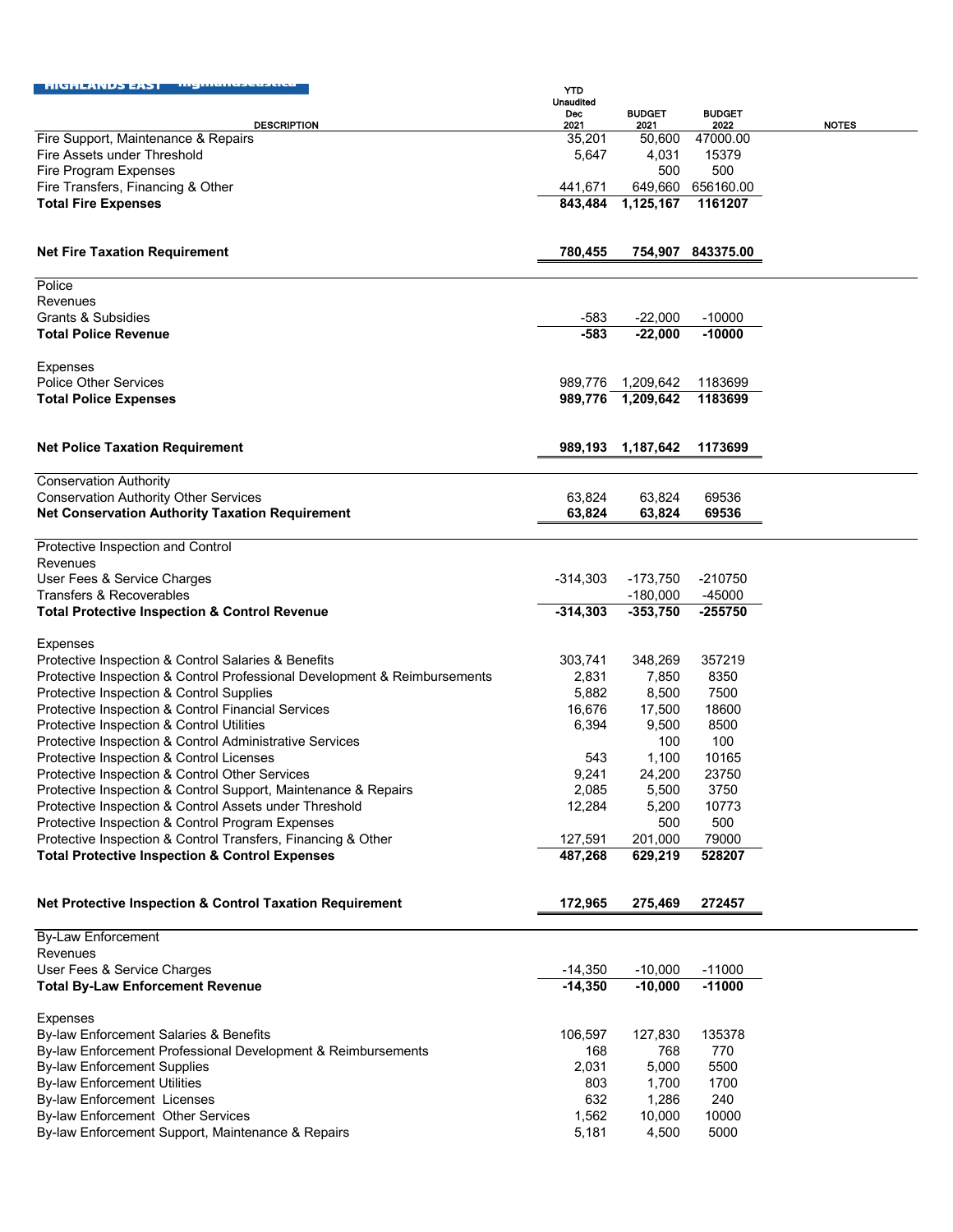| DESCRIPTION | YTD Unaudited Dec 2021 | BUDGET 2021 | BUDGET 2022 | NOTES |
|---|---|---|---|---|
| Fire Support, Maintenance & Repairs | 35,201 | 50,600 | 47000.00 | |
| Fire Assets under Threshold | 5,647 | 4,031 | 15379 | |
| Fire Program Expenses | | 500 | 500 | |
| Fire Transfers, Financing & Other | 441,671 | 649,660 | 656160.00 | |
| **Total Fire Expenses** | **843,484** | **1,125,167** | **1161207** | |
| | | | | |
| **Net Fire Taxation Requirement** | **780,455** | **754,907** | **843375.00** | |
| | | | | |
| Police | | | | |
| Revenues | | | | |
| Grants & Subsidies | -583 | -22,000 | -10000 | |
| **Total Police Revenue** | **-583** | **-22,000** | **-10000** | |
| | | | | |
| Expenses | | | | |
| Police Other Services | 989,776 | 1,209,642 | 1183699 | |
| **Total Police Expenses** | **989,776** | **1,209,642** | **1183699** | |
| | | | | |
| **Net Police Taxation Requirement** | **989,193** | **1,187,642** | **1173699** | |
| | | | | |
| Conservation Authority | | | | |
| Conservation Authority Other Services | 63,824 | 63,824 | 69536 | |
| **Net Conservation Authority Taxation Requirement** | **63,824** | **63,824** | **69536** | |
| | | | | |
| Protective Inspection and Control | | | | |
| Revenues | | | | |
| User Fees & Service Charges | -314,303 | -173,750 | -210750 | |
| Transfers & Recoverables | | -180,000 | -45000 | |
| **Total Protective Inspection & Control Revenue** | **-314,303** | **-353,750** | **-255750** | |
| | | | | |
| Expenses | | | | |
| Protective Inspection & Control Salaries & Benefits | 303,741 | 348,269 | 357219 | |
| Protective Inspection & Control Professional Development & Reimbursements | 2,831 | 7,850 | 8350 | |
| Protective Inspection & Control Supplies | 5,882 | 8,500 | 7500 | |
| Protective Inspection & Control Financial Services | 16,676 | 17,500 | 18600 | |
| Protective Inspection & Control Utilities | 6,394 | 9,500 | 8500 | |
| Protective Inspection & Control Administrative Services | | 100 | 100 | |
| Protective Inspection & Control Licenses | 543 | 1,100 | 10165 | |
| Protective Inspection & Control Other Services | 9,241 | 24,200 | 23750 | |
| Protective Inspection & Control Support, Maintenance & Repairs | 2,085 | 5,500 | 3750 | |
| Protective Inspection & Control Assets under Threshold | 12,284 | 5,200 | 10773 | |
| Protective Inspection & Control Program Expenses | | 500 | 500 | |
| Protective Inspection & Control Transfers, Financing & Other | 127,591 | 201,000 | 79000 | |
| **Total Protective Inspection & Control Expenses** | **487,268** | **629,219** | **528207** | |
| | | | | |
| **Net Protective Inspection & Control Taxation Requirement** | **172,965** | **275,469** | **272457** | |
| | | | | |
| By-Law Enforcement | | | | |
| Revenues | | | | |
| User Fees & Service Charges | -14,350 | -10,000 | -11000 | |
| **Total By-Law Enforcement Revenue** | **-14,350** | **-10,000** | **-11000** | |
| | | | | |
| Expenses | | | | |
| By-law Enforcement Salaries & Benefits | 106,597 | 127,830 | 135378 | |
| By-law Enforcement Professional Development & Reimbursements | 168 | 768 | 770 | |
| By-law Enforcement Supplies | 2,031 | 5,000 | 5500 | |
| By-law Enforcement Utilities | 803 | 1,700 | 1700 | |
| By-law Enforcement Licenses | 632 | 1,286 | 240 | |
| By-law Enforcement Other Services | 1,562 | 10,000 | 10000 | |
| By-law Enforcement Support, Maintenance & Repairs | 5,181 | 4,500 | 5000 | |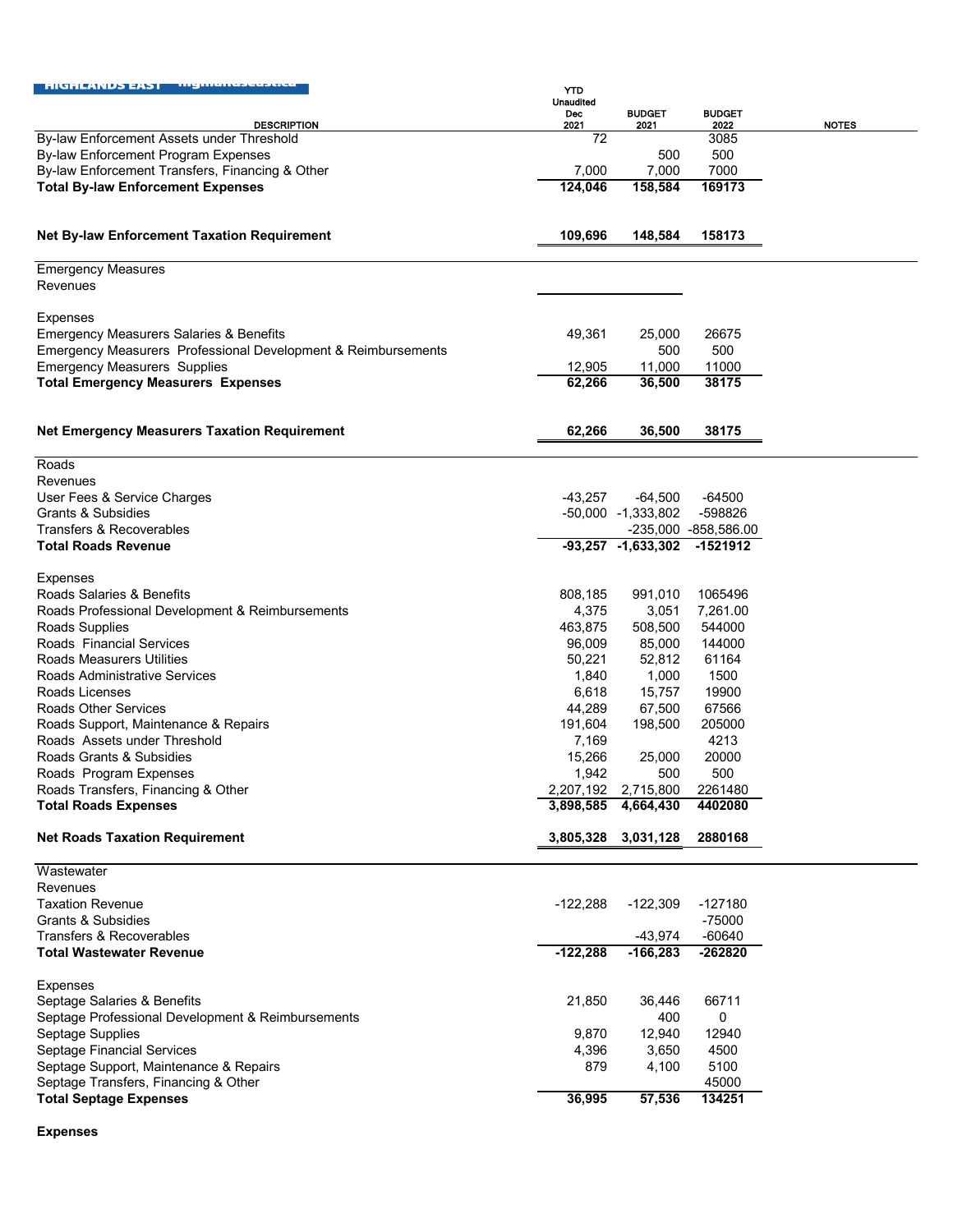| DESCRIPTION | YTD Unaudited Dec 2021 | BUDGET 2021 | BUDGET 2022 | NOTES |
|---|---|---|---|---|
| By-law Enforcement Assets under Threshold | 72 | | 3085 | |
| By-law Enforcement Program Expenses | | 500 | 500 | |
| By-law Enforcement Transfers, Financing & Other | 7,000 | 7,000 | 7000 | |
| **Total By-law Enforcement Expenses** | **124,046** | **158,584** | **169173** | |
| | | | | |
| **Net By-law Enforcement Taxation Requirement** | **109,696** | **148,584** | **158173** | |
| | | | | |
| Emergency Measures | | | | |
| Revenues | | | | |
| | | | | |
| Expenses | | | | |
| Emergency Measurers Salaries & Benefits | 49,361 | 25,000 | 26675 | |
| Emergency Measurers Professional Development & Reimbursements | | 500 | 500 | |
| Emergency Measurers Supplies | 12,905 | 11,000 | 11000 | |
| **Total Emergency Measurers Expenses** | **62,266** | **36,500** | **38175** | |
| | | | | |
| **Net Emergency Measurers Taxation Requirement** | **62,266** | **36,500** | **38175** | |
| | | | | |
| Roads | | | | |
| Revenues | | | | |
| User Fees & Service Charges | -43,257 | -64,500 | -64500 | |
| Grants & Subsidies | -50,000 | -1,333,802 | -598826 | |
| Transfers & Recoverables | | -235,000 | -858,586.00 | |
| **Total Roads Revenue** | **-93,257** | **-1,633,302** | **-1521912** | |
| | | | | |
| Expenses | | | | |
| Roads Salaries & Benefits | 808,185 | 991,010 | 1065496 | |
| Roads Professional Development & Reimbursements | 4,375 | 3,051 | 7,261.00 | |
| Roads Supplies | 463,875 | 508,500 | 544000 | |
| Roads Financial Services | 96,009 | 85,000 | 144000 | |
| Roads Measurers Utilities | 50,221 | 52,812 | 61164 | |
| Roads Administrative Services | 1,840 | 1,000 | 1500 | |
| Roads Licenses | 6,618 | 15,757 | 19900 | |
| Roads Other Services | 44,289 | 67,500 | 67566 | |
| Roads Support, Maintenance & Repairs | 191,604 | 198,500 | 205000 | |
| Roads Assets under Threshold | 7,169 | | 4213 | |
| Roads Grants & Subsidies | 15,266 | 25,000 | 20000 | |
| Roads Program Expenses | 1,942 | 500 | 500 | |
| Roads Transfers, Financing & Other | 2,207,192 | 2,715,800 | 2261480 | |
| **Total Roads Expenses** | **3,898,585** | **4,664,430** | **4402080** | |
| | | | | |
| **Net Roads Taxation Requirement** | **3,805,328** | **3,031,128** | **2880168** | |
| | | | | |
| Wastewater | | | | |
| Revenues | | | | |
| Taxation Revenue | -122,288 | -122,309 | -127180 | |
| Grants & Subsidies | | | -75000 | |
| Transfers & Recoverables | | -43,974 | -60640 | |
| **Total Wastewater Revenue** | **-122,288** | **-166,283** | **-262820** | |
| | | | | |
| Expenses | | | | |
| Septage Salaries & Benefits | 21,850 | 36,446 | 66711 | |
| Septage Professional Development & Reimbursements | | 400 | 0 | |
| Septage Supplies | 9,870 | 12,940 | 12940 | |
| Septage Financial Services | 4,396 | 3,650 | 4500 | |
| Septage Support, Maintenance & Repairs | 879 | 4,100 | 5100 | |
| Septage Transfers, Financing & Other | | | 45000 | |
| **Total Septage Expenses** | **36,995** | **57,536** | **134251** | |
| | | | | |
| **Expenses** | | | | |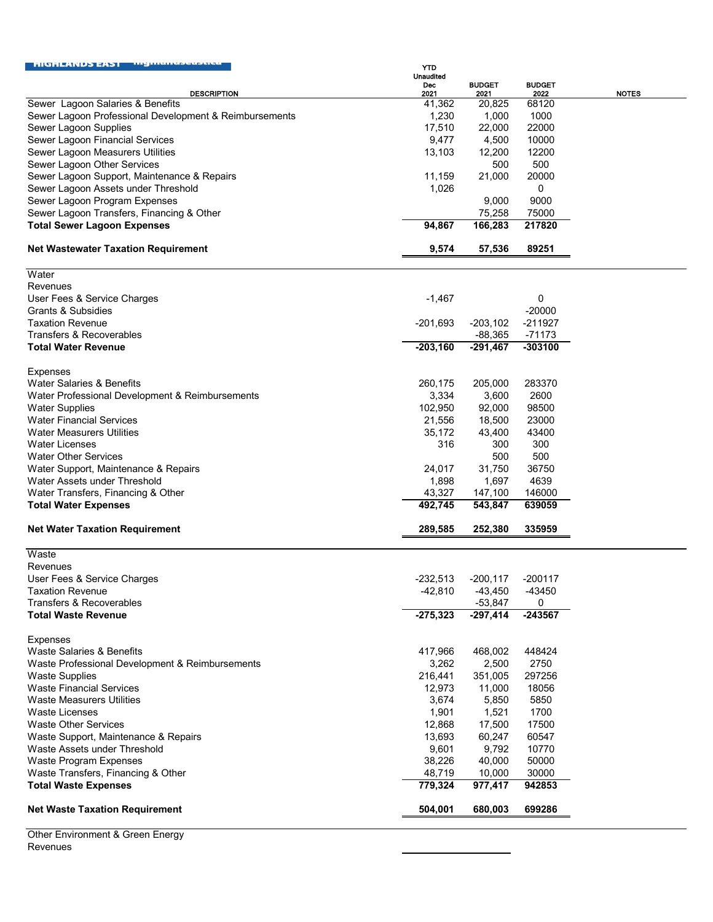| DESCRIPTION | YTD Unaudited Dec 2021 | BUDGET 2021 | BUDGET 2022 | NOTES |
|---|---|---|---|---|
| Sewer Lagoon Salaries & Benefits | 41,362 | 20,825 | 68120 | |
| Sewer Lagoon Professional Development & Reimbursements | 1,230 | 1,000 | 1000 | |
| Sewer Lagoon Supplies | 17,510 | 22,000 | 22000 | |
| Sewer Lagoon Financial Services | 9,477 | 4,500 | 10000 | |
| Sewer Lagoon Measurers Utilities | 13,103 | 12,200 | 12200 | |
| Sewer Lagoon Other Services | | 500 | 500 | |
| Sewer Lagoon Support, Maintenance & Repairs | 11,159 | 21,000 | 20000 | |
| Sewer Lagoon Assets under Threshold | 1,026 | | 0 | |
| Sewer Lagoon Program Expenses | | 9,000 | 9000 | |
| Sewer Lagoon Transfers, Financing & Other | | 75,258 | 75000 | |
| **Total Sewer Lagoon Expenses** | **94,867** | **166,283** | **217820** | |
| | | | | |
| **Net Wastewater Taxation Requirement** | **9,574** | **57,536** | **89251** | |
| | | | | |
| Water | | | | |
| Revenues | | | | |
| User Fees & Service Charges | -1,467 | | 0 | |
| Grants & Subsidies | | | -20000 | |
| Taxation Revenue | -201,693 | -203,102 | -211927 | |
| Transfers & Recoverables | | -88,365 | -71173 | |
| **Total Water Revenue** | **-203,160** | **-291,467** | **-303100** | |
| | | | | |
| Expenses | | | | |
| Water Salaries & Benefits | 260,175 | 205,000 | 283370 | |
| Water Professional Development & Reimbursements | 3,334 | 3,600 | 2600 | |
| Water Supplies | 102,950 | 92,000 | 98500 | |
| Water Financial Services | 21,556 | 18,500 | 23000 | |
| Water Measurers Utilities | 35,172 | 43,400 | 43400 | |
| Water Licenses | 316 | 300 | 300 | |
| Water Other Services | | 500 | 500 | |
| Water Support, Maintenance & Repairs | 24,017 | 31,750 | 36750 | |
| Water Assets under Threshold | 1,898 | 1,697 | 4639 | |
| Water Transfers, Financing & Other | 43,327 | 147,100 | 146000 | |
| **Total Water Expenses** | **492,745** | **543,847** | **639059** | |
| | | | | |
| **Net Water Taxation Requirement** | **289,585** | **252,380** | **335959** | |
| | | | | |
| Waste | | | | |
| Revenues | | | | |
| User Fees & Service Charges | -232,513 | -200,117 | -200117 | |
| Taxation Revenue | -42,810 | -43,450 | -43450 | |
| Transfers & Recoverables | | -53,847 | 0 | |
| **Total Waste Revenue** | **-275,323** | **-297,414** | **-243567** | |
| | | | | |
| Expenses | | | | |
| Waste Salaries & Benefits | 417,966 | 468,002 | 448424 | |
| Waste Professional Development & Reimbursements | 3,262 | 2,500 | 2750 | |
| Waste Supplies | 216,441 | 351,005 | 297256 | |
| Waste Financial Services | 12,973 | 11,000 | 18056 | |
| Waste Measurers Utilities | 3,674 | 5,850 | 5850 | |
| Waste Licenses | 1,901 | 1,521 | 1700 | |
| Waste Other Services | 12,868 | 17,500 | 17500 | |
| Waste Support, Maintenance & Repairs | 13,693 | 60,247 | 60547 | |
| Waste Assets under Threshold | 9,601 | 9,792 | 10770 | |
| Waste Program Expenses | 38,226 | 40,000 | 50000 | |
| Waste Transfers, Financing & Other | 48,719 | 10,000 | 30000 | |
| **Total Waste Expenses** | **779,324** | **977,417** | **942853** | |
| | | | | |
| **Net Waste Taxation Requirement** | **504,001** | **680,003** | **699286** | |
| | | | | |
| Other Environment & Green Energy | | | | |
| Revenues | | | | |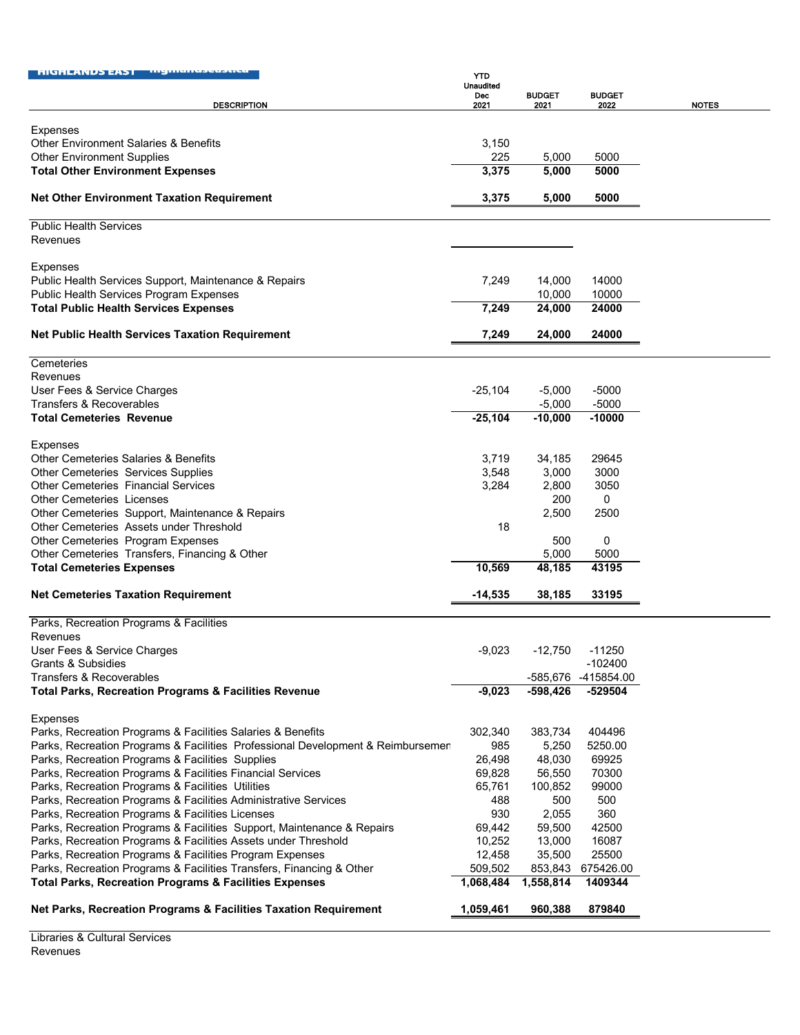| DESCRIPTION | YTD Unaudited Dec 2021 | BUDGET 2021 | BUDGET 2022 | NOTES |
|---|---|---|---|---|
| Expenses | | | | |
| Other Environment Salaries & Benefits | 3,150 | | | |
| Other Environment Supplies | 225 | 5,000 | 5000 | |
| **Total Other Environment Expenses** | **3,375** | **5,000** | **5000** | |
| | | | | |
| **Net Other Environment Taxation Requirement** | **3,375** | **5,000** | **5000** | |
| | | | | |
| Public Health Services | | | | |
| Revenues | | | | |
| | | | | |
| Expenses | | | | |
| Public Health Services Support, Maintenance & Repairs | 7,249 | 14,000 | 14000 | |
| Public Health Services Program Expenses | | 10,000 | 10000 | |
| **Total Public Health Services Expenses** | **7,249** | **24,000** | **24000** | |
| | | | | |
| **Net Public Health Services Taxation Requirement** | **7,249** | **24,000** | **24000** | |
| | | | | |
| Cemeteries | | | | |
| Revenues | | | | |
| User Fees & Service Charges | -25,104 | -5,000 | -5000 | |
| Transfers & Recoverables | | -5,000 | -5000 | |
| **Total Cemeteries Revenue** | **-25,104** | **-10,000** | **-10000** | |
| | | | | |
| Expenses | | | | |
| Other Cemeteries Salaries & Benefits | 3,719 | 34,185 | 29645 | |
| Other Cemeteries Services Supplies | 3,548 | 3,000 | 3000 | |
| Other Cemeteries Financial Services | 3,284 | 2,800 | 3050 | |
| Other Cemeteries Licenses | | 200 | 0 | |
| Other Cemeteries Support, Maintenance & Repairs | | 2,500 | 2500 | |
| Other Cemeteries Assets under Threshold | 18 | | | |
| Other Cemeteries Program Expenses | | 500 | 0 | |
| Other Cemeteries Transfers, Financing & Other | | 5,000 | 5000 | |
| **Total Cemeteries Expenses** | **10,569** | **48,185** | **43195** | |
| | | | | |
| **Net Cemeteries Taxation Requirement** | **-14,535** | **38,185** | **33195** | |
| | | | | |
| Parks, Recreation Programs & Facilities | | | | |
| Revenues | | | | |
| User Fees & Service Charges | -9,023 | -12,750 | -11250 | |
| Grants & Subsidies | | | -102400 | |
| Transfers & Recoverables | | -585,676 | -415854.00 | |
| **Total Parks, Recreation Programs & Facilities Revenue** | **-9,023** | **-598,426** | **-529504** | |
| | | | | |
| Expenses | | | | |
| Parks, Recreation Programs & Facilities Salaries & Benefits | 302,340 | 383,734 | 404496 | |
| Parks, Recreation Programs & Facilities Professional Development & Reimbursemen | 985 | 5,250 | 5250.00 | |
| Parks, Recreation Programs & Facilities Supplies | 26,498 | 48,030 | 69925 | |
| Parks, Recreation Programs & Facilities Financial Services | 69,828 | 56,550 | 70300 | |
| Parks, Recreation Programs & Facilities Utilities | 65,761 | 100,852 | 99000 | |
| Parks, Recreation Programs & Facilities Administrative Services | 488 | 500 | 500 | |
| Parks, Recreation Programs & Facilities Licenses | 930 | 2,055 | 360 | |
| Parks, Recreation Programs & Facilities Support, Maintenance & Repairs | 69,442 | 59,500 | 42500 | |
| Parks, Recreation Programs & Facilities Assets under Threshold | 10,252 | 13,000 | 16087 | |
| Parks, Recreation Programs & Facilities Program Expenses | 12,458 | 35,500 | 25500 | |
| Parks, Recreation Programs & Facilities Transfers, Financing & Other | 509,502 | 853,843 | 675426.00 | |
| **Total Parks, Recreation Programs & Facilities Expenses** | **1,068,484** | **1,558,814** | **1409344** | |
| | | | | |
| **Net Parks, Recreation Programs & Facilities Taxation Requirement** | **1,059,461** | **960,388** | **879840** | |
| | | | | |
| Libraries & Cultural Services | | | | |
| Revenues | | | | |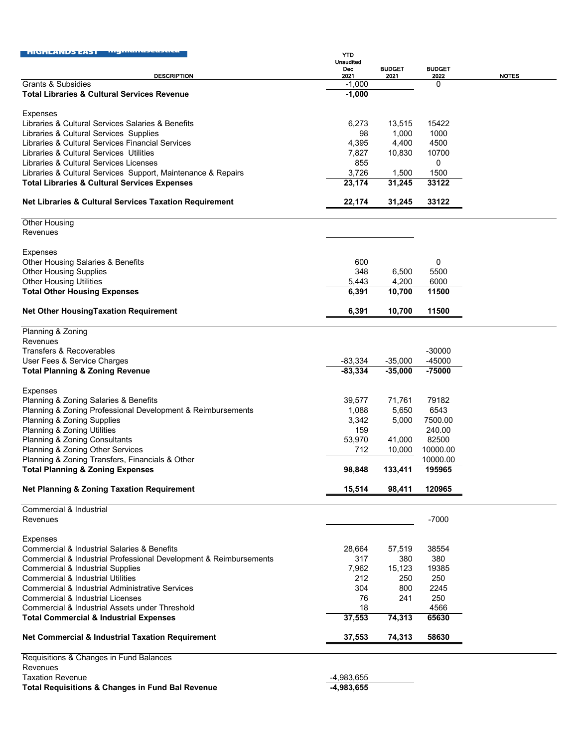| DESCRIPTION | YTD Unaudited Dec 2021 | BUDGET 2021 | BUDGET 2022 | NOTES |
|---|---|---|---|---|
| Grants & Subsidies | -1,000 | | 0 | |
| **Total Libraries & Cultural Services Revenue** | **-1,000** | | | |
| | | | | |
| Expenses | | | | |
| Libraries & Cultural Services Salaries & Benefits | 6,273 | 13,515 | 15422 | |
| Libraries & Cultural Services Supplies | 98 | 1,000 | 1000 | |
| Libraries & Cultural Services Financial Services | 4,395 | 4,400 | 4500 | |
| Libraries & Cultural Services Utilities | 7,827 | 10,830 | 10700 | |
| Libraries & Cultural Services Licenses | 855 | | 0 | |
| Libraries & Cultural Services Support, Maintenance & Repairs | 3,726 | 1,500 | 1500 | |
| **Total Libraries & Cultural Services Expenses** | **23,174** | **31,245** | **33122** | |
| | | | | |
| **Net Libraries & Cultural Services Taxation Requirement** | **22,174** | **31,245** | **33122** | |
| | | | | |
| Other Housing | | | | |
| Revenues | | | | |
| | | | | |
| Expenses | | | | |
| Other Housing Salaries & Benefits | 600 | | 0 | |
| Other Housing Supplies | 348 | 6,500 | 5500 | |
| Other Housing Utilities | 5,443 | 4,200 | 6000 | |
| **Total Other Housing Expenses** | **6,391** | **10,700** | **11500** | |
| | | | | |
| **Net Other HousingTaxation Requirement** | **6,391** | **10,700** | **11500** | |
| | | | | |
| Planning & Zoning | | | | |
| Revenues | | | | |
| Transfers & Recoverables | | | -30000 | |
| User Fees & Service Charges | -83,334 | -35,000 | -45000 | |
| **Total Planning & Zoning Revenue** | **-83,334** | **-35,000** | **-75000** | |
| | | | | |
| Expenses | | | | |
| Planning & Zoning Salaries & Benefits | 39,577 | 71,761 | 79182 | |
| Planning & Zoning Professional Development & Reimbursements | 1,088 | 5,650 | 6543 | |
| Planning & Zoning Supplies | 3,342 | 5,000 | 7500.00 | |
| Planning & Zoning Utilities | 159 | | 240.00 | |
| Planning & Zoning Consultants | 53,970 | 41,000 | 82500 | |
| Planning & Zoning Other Services | 712 | 10,000 | 10000.00 | |
| Planning & Zoning Transfers, Financials & Other | | | 10000.00 | |
| **Total Planning & Zoning Expenses** | **98,848** | **133,411** | **195965** | |
| | | | | |
| **Net Planning & Zoning Taxation Requirement** | **15,514** | **98,411** | **120965** | |
| | | | | |
| Commercial & Industrial | | | | |
| Revenues | | | -7000 | |
| | | | | |
| Expenses | | | | |
| Commercial & Industrial Salaries & Benefits | 28,664 | 57,519 | 38554 | |
| Commercial & Industrial Professional Development & Reimbursements | 317 | 380 | 380 | |
| Commercial & Industrial Supplies | 7,962 | 15,123 | 19385 | |
| Commercial & Industrial Utilities | 212 | 250 | 250 | |
| Commercial & Industrial Administrative Services | 304 | 800 | 2245 | |
| Commercial & Industrial Licenses | 76 | 241 | 250 | |
| Commercial & Industrial Assets under Threshold | 18 | | 4566 | |
| **Total Commercial & Industrial Expenses** | **37,553** | **74,313** | **65630** | |
| | | | | |
| **Net Commercial & Industrial Taxation Requirement** | **37,553** | **74,313** | **58630** | |
| | | | | |
| Requisitions & Changes in Fund Balances | | | | |
| Revenues | | | | |
| Taxation Revenue | -4,983,655 | | | |
| **Total Requisitions & Changes in Fund Bal Revenue** | **-4,983,655** | | | |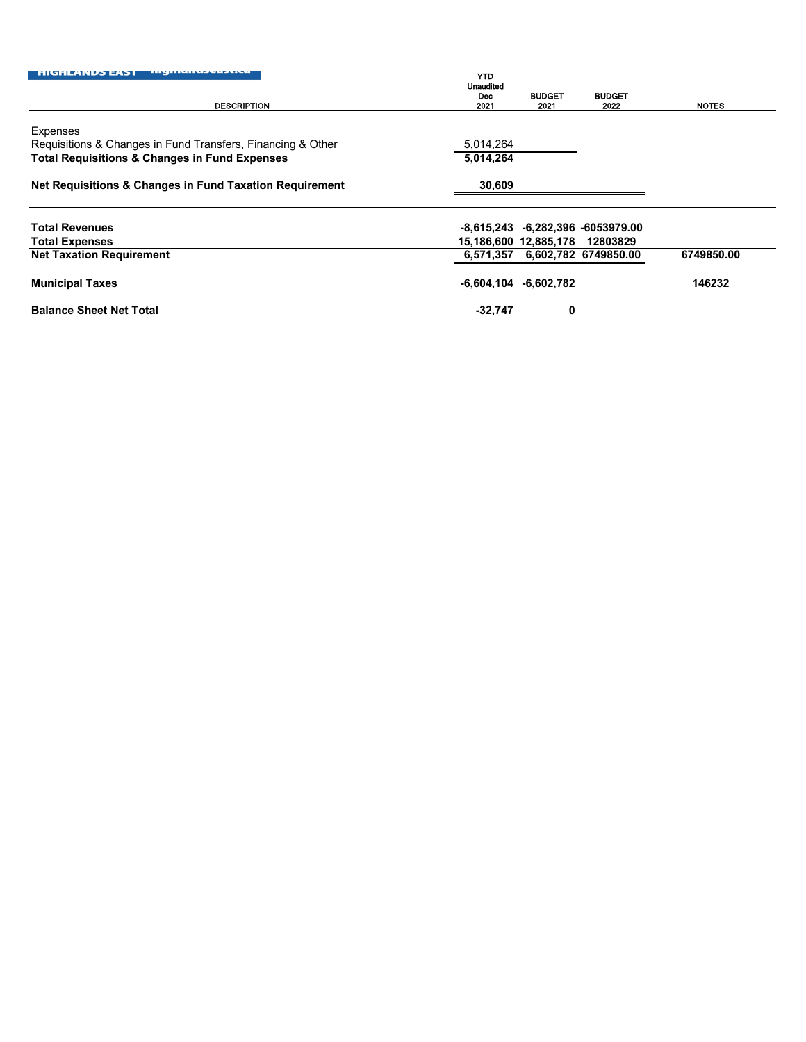| DESCRIPTION | YTD Unaudited Dec 2021 | BUDGET 2021 | BUDGET 2022 | NOTES |
|---|---|---|---|---|
| Expenses | | | | |
| Requisitions & Changes in Fund Transfers, Financing & Other | 5,014,264 | | | |
| **Total Requisitions & Changes in Fund Expenses** | **5,014,264** | | | |
| **Net Requisitions & Changes in Fund Taxation Requirement** | **30,609** | | | |
| **Total Revenues** | **-8,615,243** | **-6,282,396** | **-6053979.00** | |
| **Total Expenses** | **15,186,600** | **12,885,178** | **12803829** | |
| **Net Taxation Requirement** | **6,571,357** | **6,602,782** | **6749850.00** | **6749850.00** |
| **Municipal Taxes** | **-6,604,104** | **-6,602,782** | | **146232** |
| **Balance Sheet Net Total** | **-32,747** | **0** | | |